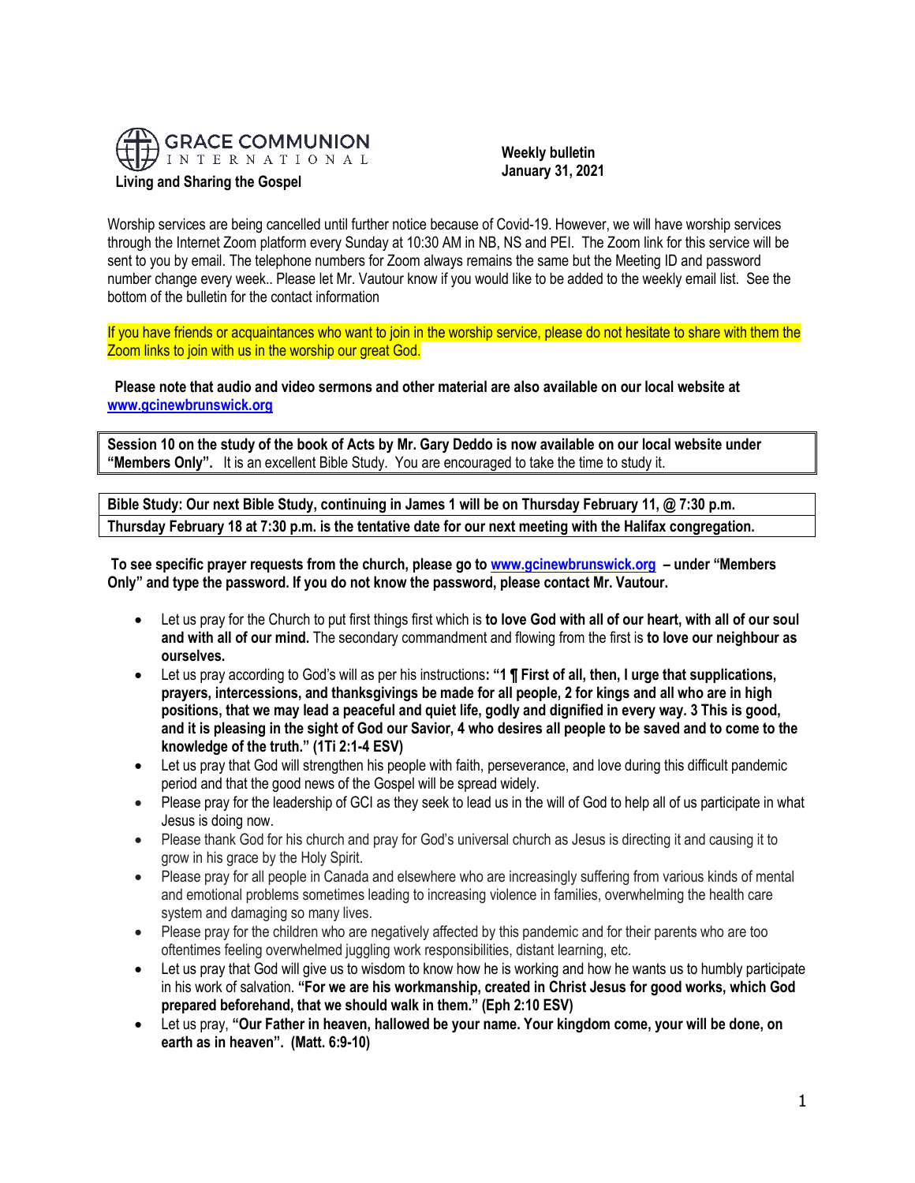**GRACE COMMUNION INTERNATIONAL**

**Living and Sharing the Gospel**

**Weekly bulletin**
**January 31, 2021**

Worship services are being cancelled until further notice because of Covid-19. However, we will have worship services through the Internet Zoom platform every Sunday at 10:30 AM in NB, NS and PEI. The Zoom link for this service will be sent to you by email. The telephone numbers for Zoom always remains the same but the Meeting ID and password number change every week.. Please let Mr. Vautour know if you would like to be added to the weekly email list. See the bottom of the bulletin for the contact information

If you have friends or acquaintances who want to join in the worship service, please do not hesitate to share with them the Zoom links to join with us in the worship our great God.

**Please note that audio and video sermons and other material are also available on our local website at [www.gcinewbrunswick.org](http://www.gcinewbrunswick.org)**

**Session 10 on the study of the book of Acts by Mr. Gary Deddo is now available on our local website under "Members Only".** It is an excellent Bible Study. You are encouraged to take the time to study it.

**Bible Study: Our next Bible Study, continuing in James 1 will be on Thursday February 11, @ 7:30 p.m.**
**Thursday February 18 at 7:30 p.m. is the tentative date for our next meeting with the Halifax congregation.**

**To see specific prayer requests from the church, please go to [www.gcinewbrunswick.org](http://www.gcinewbrunswick.org) – under "Members Only" and type the password. If you do not know the password, please contact Mr. Vautour.**

- Let us pray for the Church to put first things first which is **to love God with all of our heart, with all of our soul and with all of our mind.** The secondary commandment and flowing from the first is **to love our neighbour as ourselves.**
- Let us pray according to God's will as per his instructions**: "1 ¶ First of all, then, I urge that supplications, prayers, intercessions, and thanksgivings be made for all people, 2 for kings and all who are in high positions, that we may lead a peaceful and quiet life, godly and dignified in every way. 3 This is good, and it is pleasing in the sight of God our Savior, 4 who desires all people to be saved and to come to the knowledge of the truth." (1Ti 2:1-4 ESV)**
- Let us pray that God will strengthen his people with faith, perseverance, and love during this difficult pandemic period and that the good news of the Gospel will be spread widely.
- Please pray for the leadership of GCI as they seek to lead us in the will of God to help all of us participate in what Jesus is doing now.
- Please thank God for his church and pray for God's universal church as Jesus is directing it and causing it to grow in his grace by the Holy Spirit.
- Please pray for all people in Canada and elsewhere who are increasingly suffering from various kinds of mental and emotional problems sometimes leading to increasing violence in families, overwhelming the health care system and damaging so many lives.
- Please pray for the children who are negatively affected by this pandemic and for their parents who are too oftentimes feeling overwhelmed juggling work responsibilities, distant learning, etc.
- Let us pray that God will give us to wisdom to know how he is working and how he wants us to humbly participate in his work of salvation. **"For we are his workmanship, created in Christ Jesus for good works, which God prepared beforehand, that we should walk in them." (Eph 2:10 ESV)**
- Let us pray, **"Our Father in heaven, hallowed be your name. Your kingdom come, your will be done, on earth as in heaven". (Matt. 6:9-10)**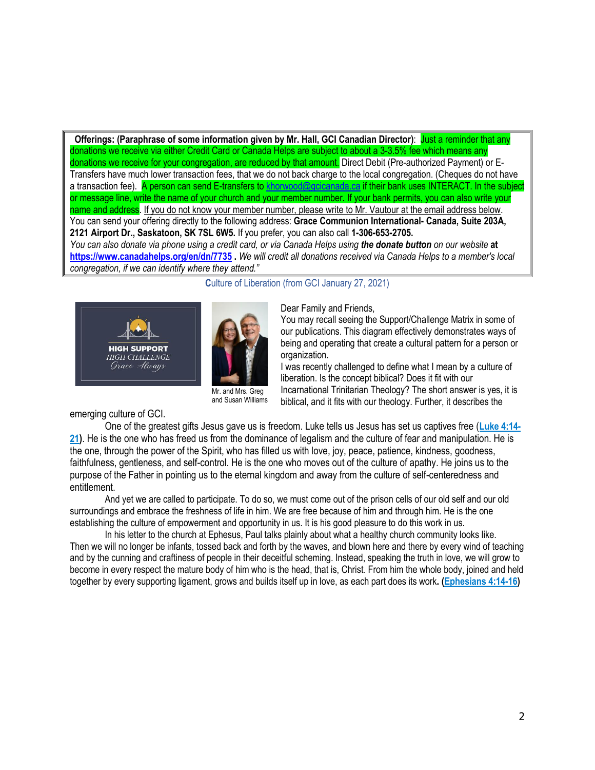**Offerings: (Paraphrase of some information given by Mr. Hall, GCI Canadian Director)**: Just a reminder that any donations we receive via either Credit Card or Canada Helps are subject to about a 3-3.5% fee which means any donations we receive for your congregation, are reduced by that amount. Direct Debit (Pre-authorized Payment) or E-Transfers have much lower transaction fees, that we do not back charge to the local congregation. (Cheques do not have a transaction fee). A person can send E-transfers to khorwood@gcicanada.ca if their bank uses INTERACT. In the subject or message line, write the name of your church and your member number. If your bank permits, you can also write your name and address. If you do not know your member number, please write to Mr. Vautour at the email address below. You can send your offering directly to the following address: **Grace Communion International- Canada, Suite 203A, 2121 Airport Dr., Saskatoon, SK 7SL 6W5.** If you prefer, you can also call **1-306-653-2705.**
*You can also donate via phone using a credit card, or via Canada Helps using **the donate button** on our website* **at https://www.canadahelps.org/en/dn/7735 .** *We will credit all donations received via Canada Helps to a member's local congregation, if we can identify where they attend."*

## Culture of Liberation (from GCI January 27, 2021)

HIGH SUPPORT
HIGH CHALLENGE
Grace Always

Mr. and Mrs. Greg and Susan Williams

Dear Family and Friends,
You may recall seeing the Support/Challenge Matrix in some of our publications. This diagram effectively demonstrates ways of being and operating that create a cultural pattern for a person or organization.
I was recently challenged to define what I mean by a culture of liberation. Is the concept biblical? Does it fit with our Incarnational Trinitarian Theology? The short answer is yes, it is biblical, and it fits with our theology. Further, it describes the emerging culture of GCI.

One of the greatest gifts Jesus gave us is freedom. Luke tells us Jesus has set us captives free (**Luke 4:14-21**). He is the one who has freed us from the dominance of legalism and the culture of fear and manipulation. He is the one, through the power of the Spirit, who has filled us with love, joy, peace, patience, kindness, goodness, faithfulness, gentleness, and self-control. He is the one who moves out of the culture of apathy. He joins us to the purpose of the Father in pointing us to the eternal kingdom and away from the culture of self-centeredness and entitlement.

And yet we are called to participate. To do so, we must come out of the prison cells of our old self and our old surroundings and embrace the freshness of life in him. We are free because of him and through him. He is the one establishing the culture of empowerment and opportunity in us. It is his good pleasure to do this work in us.

In his letter to the church at Ephesus, Paul talks plainly about what a healthy church community looks like. Then we will no longer be infants, tossed back and forth by the waves, and blown here and there by every wind of teaching and by the cunning and craftiness of people in their deceitful scheming. Instead, speaking the truth in love, we will grow to become in every respect the mature body of him who is the head, that is, Christ. From him the whole body, joined and held together by every supporting ligament, grows and builds itself up in love, as each part does its work. **(Ephesians 4:14-16)**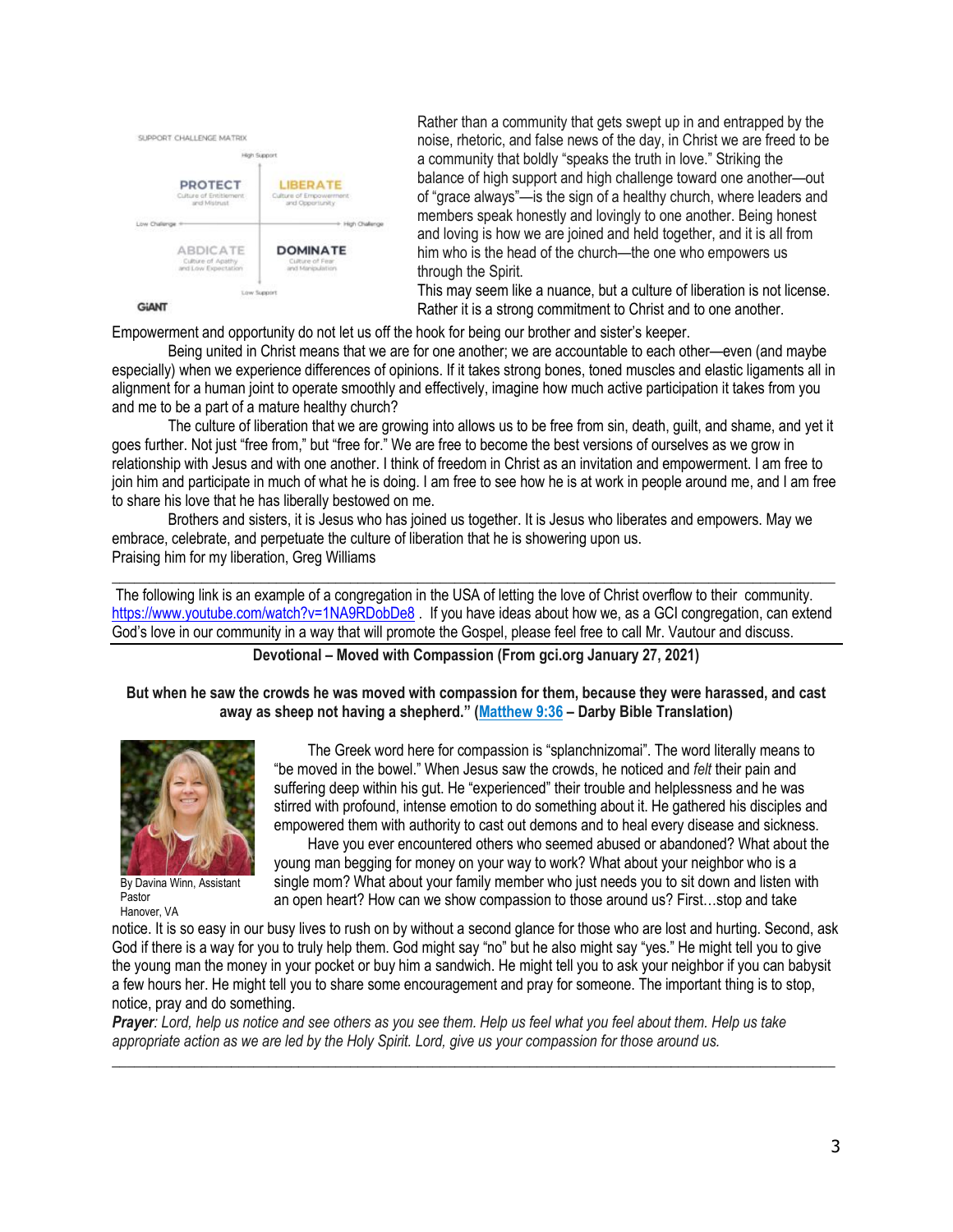SUPPORT CHALLENGE MATRIX

| | Low Challenge | High Challenge |
|---|---|---|
| High Support | PROTECT — Culture of Entitlement and Mistrust | LIBERATE — Culture of Empowerment and Opportunity |
| Low Support | ABDICATE — Culture of Apathy and Low Expectation | DOMINATE — Culture of Fear and Manipulation |

GIANT

Rather than a community that gets swept up in and entrapped by the noise, rhetoric, and false news of the day, in Christ we are freed to be a community that boldly "speaks the truth in love." Striking the balance of high support and high challenge toward one another—out of "grace always"—is the sign of a healthy church, where leaders and members speak honestly and lovingly to one another. Being honest and loving is how we are joined and held together, and it is all from him who is the head of the church—the one who empowers us through the Spirit.

This may seem like a nuance, but a culture of liberation is not license. Rather it is a strong commitment to Christ and to one another. Empowerment and opportunity do not let us off the hook for being our brother and sister's keeper.

Being united in Christ means that we are for one another; we are accountable to each other—even (and maybe especially) when we experience differences of opinions. If it takes strong bones, toned muscles and elastic ligaments all in alignment for a human joint to operate smoothly and effectively, imagine how much active participation it takes from you and me to be a part of a mature healthy church?

The culture of liberation that we are growing into allows us to be free from sin, death, guilt, and shame, and yet it goes further. Not just "free from," but "free for." We are free to become the best versions of ourselves as we grow in relationship with Jesus and with one another. I think of freedom in Christ as an invitation and empowerment. I am free to join him and participate in much of what he is doing. I am free to see how he is at work in people around me, and I am free to share his love that he has liberally bestowed on me.

Brothers and sisters, it is Jesus who has joined us together. It is Jesus who liberates and empowers. May we embrace, celebrate, and perpetuate the culture of liberation that he is showering upon us.

Praising him for my liberation, Greg Williams

---

The following link is an example of a congregation in the USA of letting the love of Christ overflow to their community. https://www.youtube.com/watch?v=1NA9RDobDe8 . If you have ideas about how we, as a GCI congregation, can extend God's love in our community in a way that will promote the Gospel, please feel free to call Mr. Vautour and discuss.

---

**Devotional – Moved with Compassion (From gci.org January 27, 2021)**

**But when he saw the crowds he was moved with compassion for them, because they were harassed, and cast away as sheep not having a shepherd." (Matthew 9:36 – Darby Bible Translation)**

By Davina Winn, Assistant Pastor
Hanover, VA

The Greek word here for compassion is "splanchnizomai". The word literally means to "be moved in the bowel." When Jesus saw the crowds, he noticed and *felt* their pain and suffering deep within his gut. He "experienced" their trouble and helplessness and he was stirred with profound, intense emotion to do something about it. He gathered his disciples and empowered them with authority to cast out demons and to heal every disease and sickness.

Have you ever encountered others who seemed abused or abandoned? What about the young man begging for money on your way to work? What about your neighbor who is a single mom? What about your family member who just needs you to sit down and listen with an open heart? How can we show compassion to those around us? First…stop and take notice. It is so easy in our busy lives to rush on by without a second glance for those who are lost and hurting. Second, ask God if there is a way for you to truly help them. God might say "no" but he also might say "yes." He might tell you to give the young man the money in your pocket or buy him a sandwich. He might tell you to ask your neighbor if you can babysit a few hours her. He might tell you to share some encouragement and pray for someone. The important thing is to stop, notice, pray and do something.

***Prayer****: Lord, help us notice and see others as you see them. Help us feel what you feel about them. Help us take appropriate action as we are led by the Holy Spirit. Lord, give us your compassion for those around us.*

---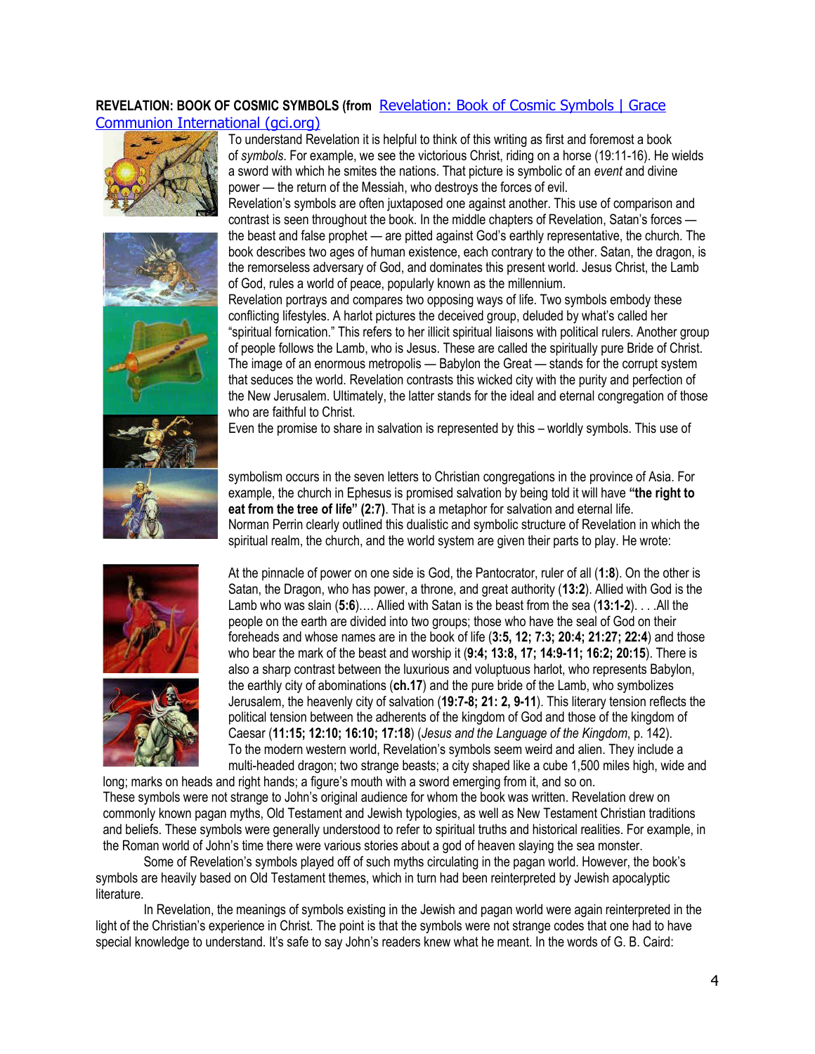**REVELATION: BOOK OF COSMIC SYMBOLS (from [Revelation: Book of Cosmic Symbols | Grace Communion International (gci.org)]**

To understand Revelation it is helpful to think of this writing as first and foremost a book of *symbols*. For example, we see the victorious Christ, riding on a horse (19:11-16). He wields a sword with which he smites the nations. That picture is symbolic of an *event* and divine power — the return of the Messiah, who destroys the forces of evil.

Revelation's symbols are often juxtaposed one against another. This use of comparison and contrast is seen throughout the book. In the middle chapters of Revelation, Satan's forces — the beast and false prophet — are pitted against God's earthly representative, the church. The book describes two ages of human existence, each contrary to the other. Satan, the dragon, is the remorseless adversary of God, and dominates this present world. Jesus Christ, the Lamb of God, rules a world of peace, popularly known as the millennium.

Revelation portrays and compares two opposing ways of life. Two symbols embody these conflicting lifestyles. A harlot pictures the deceived group, deluded by what's called her "spiritual fornication." This refers to her illicit spiritual liaisons with political rulers. Another group of people follows the Lamb, who is Jesus. These are called the spiritually pure Bride of Christ. The image of an enormous metropolis — Babylon the Great — stands for the corrupt system that seduces the world. Revelation contrasts this wicked city with the purity and perfection of the New Jerusalem. Ultimately, the latter stands for the ideal and eternal congregation of those who are faithful to Christ.

Even the promise to share in salvation is represented by this – worldly symbols. This use of symbolism occurs in the seven letters to Christian congregations in the province of Asia. For example, the church in Ephesus is promised salvation by being told it will have **"the right to eat from the tree of life" (2:7)**. That is a metaphor for salvation and eternal life.

Norman Perrin clearly outlined this dualistic and symbolic structure of Revelation in which the spiritual realm, the church, and the world system are given their parts to play. He wrote:

> At the pinnacle of power on one side is God, the Pantocrator, ruler of all (**1:8**). On the other is Satan, the Dragon, who has power, a throne, and great authority (**13:2**). Allied with God is the Lamb who was slain (**5:6**)…. Allied with Satan is the beast from the sea (**13:1-2**). . . .All the people on the earth are divided into two groups; those who have the seal of God on their foreheads and whose names are in the book of life (**3:5, 12; 7:3; 20:4; 21:27; 22:4**) and those who bear the mark of the beast and worship it (**9:4; 13:8, 17; 14:9-11; 16:2; 20:15**). There is also a sharp contrast between the luxurious and voluptuous harlot, who represents Babylon, the earthly city of abominations (**ch.17**) and the pure bride of the Lamb, who symbolizes Jerusalem, the heavenly city of salvation (**19:7-8; 21: 2, 9-11**). This literary tension reflects the political tension between the adherents of the kingdom of God and those of the kingdom of Caesar (**11:15; 12:10; 16:10; 17:18**) (*Jesus and the Language of the Kingdom*, p. 142).

To the modern western world, Revelation's symbols seem weird and alien. They include a multi-headed dragon; two strange beasts; a city shaped like a cube 1,500 miles high, wide and long; marks on heads and right hands; a figure's mouth with a sword emerging from it, and so on.

These symbols were not strange to John's original audience for whom the book was written. Revelation drew on commonly known pagan myths, Old Testament and Jewish typologies, as well as New Testament Christian traditions and beliefs. These symbols were generally understood to refer to spiritual truths and historical realities. For example, in the Roman world of John's time there were various stories about a god of heaven slaying the sea monster.

Some of Revelation's symbols played off of such myths circulating in the pagan world. However, the book's symbols are heavily based on Old Testament themes, which in turn had been reinterpreted by Jewish apocalyptic literature.

In Revelation, the meanings of symbols existing in the Jewish and pagan world were again reinterpreted in the light of the Christian's experience in Christ. The point is that the symbols were not strange codes that one had to have special knowledge to understand. It's safe to say John's readers knew what he meant. In the words of G. B. Caird: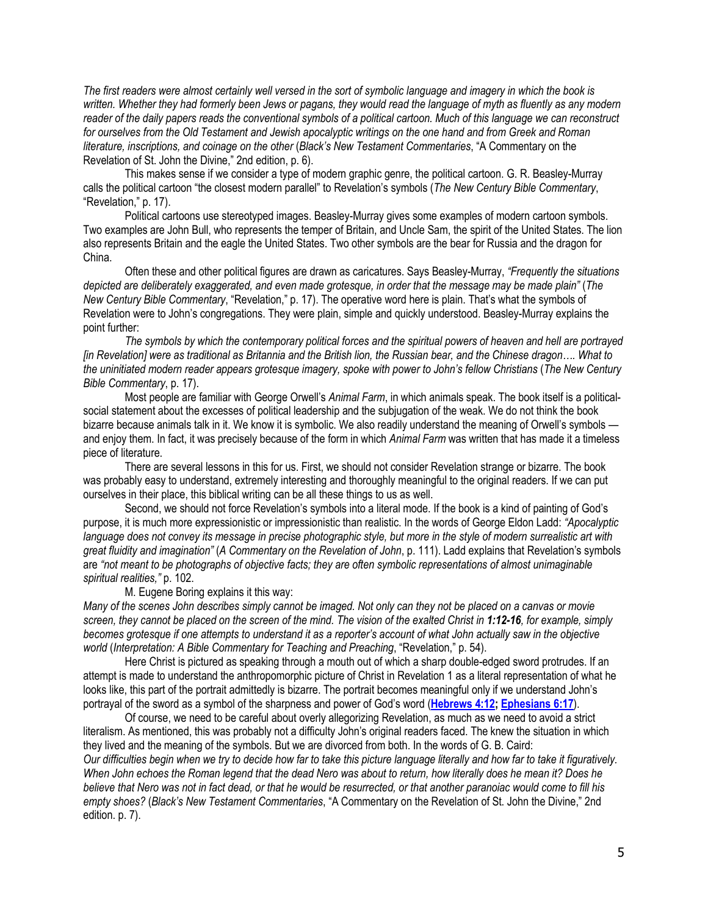*The first readers were almost certainly well versed in the sort of symbolic language and imagery in which the book is written. Whether they had formerly been Jews or pagans, they would read the language of myth as fluently as any modern reader of the daily papers reads the conventional symbols of a political cartoon. Much of this language we can reconstruct for ourselves from the Old Testament and Jewish apocalyptic writings on the one hand and from Greek and Roman literature, inscriptions, and coinage on the other* (*Black's New Testament Commentaries*, "A Commentary on the Revelation of St. John the Divine," 2nd edition, p. 6).

This makes sense if we consider a type of modern graphic genre, the political cartoon. G. R. Beasley-Murray calls the political cartoon "the closest modern parallel" to Revelation's symbols (*The New Century Bible Commentary*, "Revelation," p. 17).

Political cartoons use stereotyped images. Beasley-Murray gives some examples of modern cartoon symbols. Two examples are John Bull, who represents the temper of Britain, and Uncle Sam, the spirit of the United States. The lion also represents Britain and the eagle the United States. Two other symbols are the bear for Russia and the dragon for China.

Often these and other political figures are drawn as caricatures. Says Beasley-Murray, *"Frequently the situations depicted are deliberately exaggerated, and even made grotesque, in order that the message may be made plain"* (*The New Century Bible Commentary*, "Revelation," p. 17). The operative word here is plain. That's what the symbols of Revelation were to John's congregations. They were plain, simple and quickly understood. Beasley-Murray explains the point further:

*The symbols by which the contemporary political forces and the spiritual powers of heaven and hell are portrayed [in Revelation] were as traditional as Britannia and the British lion, the Russian bear, and the Chinese dragon…. What to the uninitiated modern reader appears grotesque imagery, spoke with power to John's fellow Christians* (*The New Century Bible Commentary*, p. 17).

Most people are familiar with George Orwell's *Animal Farm*, in which animals speak. The book itself is a political-social statement about the excesses of political leadership and the subjugation of the weak. We do not think the book bizarre because animals talk in it. We know it is symbolic. We also readily understand the meaning of Orwell's symbols — and enjoy them. In fact, it was precisely because of the form in which *Animal Farm* was written that has made it a timeless piece of literature.

There are several lessons in this for us. First, we should not consider Revelation strange or bizarre. The book was probably easy to understand, extremely interesting and thoroughly meaningful to the original readers. If we can put ourselves in their place, this biblical writing can be all these things to us as well.

Second, we should not force Revelation's symbols into a literal mode. If the book is a kind of painting of God's purpose, it is much more expressionistic or impressionistic than realistic. In the words of George Eldon Ladd: *"Apocalyptic language does not convey its message in precise photographic style, but more in the style of modern surrealistic art with great fluidity and imagination"* (*A Commentary on the Revelation of John*, p. 111). Ladd explains that Revelation's symbols are *"not meant to be photographs of objective facts; they are often symbolic representations of almost unimaginable spiritual realities,"* p. 102.

M. Eugene Boring explains it this way:

*Many of the scenes John describes simply cannot be imaged. Not only can they not be placed on a canvas or movie screen, they cannot be placed on the screen of the mind. The vision of the exalted Christ in* ***1:12-16****, for example, simply becomes grotesque if one attempts to understand it as a reporter's account of what John actually saw in the objective world* (*Interpretation: A Bible Commentary for Teaching and Preaching*, "Revelation," p. 54).

Here Christ is pictured as speaking through a mouth out of which a sharp double-edged sword protrudes. If an attempt is made to understand the anthropomorphic picture of Christ in Revelation 1 as a literal representation of what he looks like, this part of the portrait admittedly is bizarre. The portrait becomes meaningful only if we understand John's portrayal of the sword as a symbol of the sharpness and power of God's word (**Hebrews 4:12; Ephesians 6:17**).

Of course, we need to be careful about overly allegorizing Revelation, as much as we need to avoid a strict literalism. As mentioned, this was probably not a difficulty John's original readers faced. The knew the situation in which they lived and the meaning of the symbols. But we are divorced from both. In the words of G. B. Caird:

*Our difficulties begin when we try to decide how far to take this picture language literally and how far to take it figuratively. When John echoes the Roman legend that the dead Nero was about to return, how literally does he mean it? Does he believe that Nero was not in fact dead, or that he would be resurrected, or that another paranoiac would come to fill his empty shoes?* (*Black's New Testament Commentaries*, "A Commentary on the Revelation of St. John the Divine," 2nd edition. p. 7).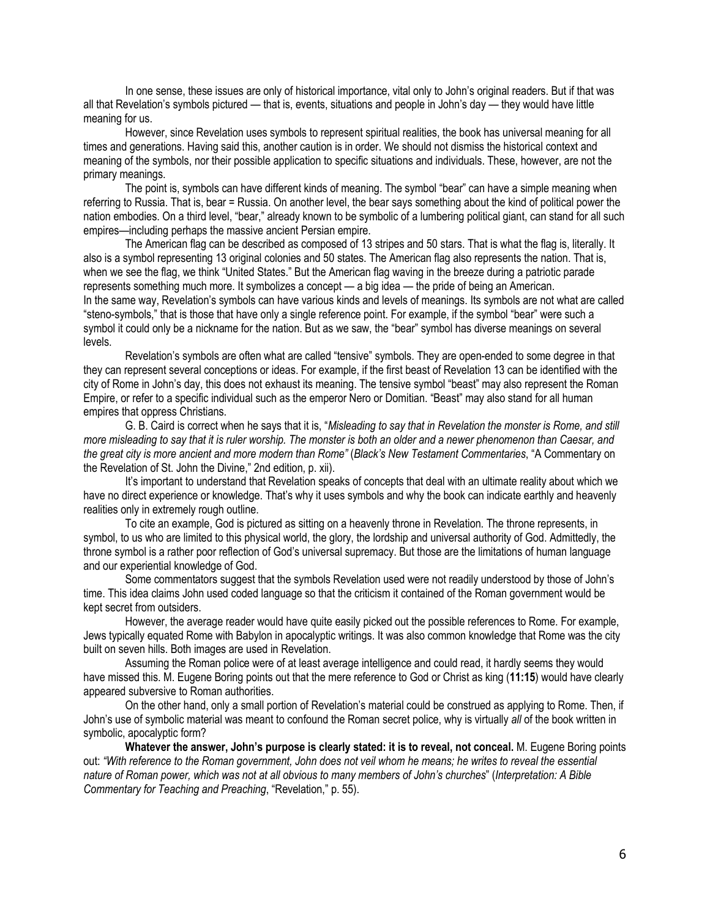In one sense, these issues are only of historical importance, vital only to John's original readers. But if that was all that Revelation's symbols pictured — that is, events, situations and people in John's day — they would have little meaning for us.

However, since Revelation uses symbols to represent spiritual realities, the book has universal meaning for all times and generations. Having said this, another caution is in order. We should not dismiss the historical context and meaning of the symbols, nor their possible application to specific situations and individuals. These, however, are not the primary meanings.

The point is, symbols can have different kinds of meaning. The symbol "bear" can have a simple meaning when referring to Russia. That is, bear = Russia. On another level, the bear says something about the kind of political power the nation embodies. On a third level, "bear," already known to be symbolic of a lumbering political giant, can stand for all such empires—including perhaps the massive ancient Persian empire.

The American flag can be described as composed of 13 stripes and 50 stars. That is what the flag is, literally. It also is a symbol representing 13 original colonies and 50 states. The American flag also represents the nation. That is, when we see the flag, we think "United States." But the American flag waving in the breeze during a patriotic parade represents something much more. It symbolizes a concept — a big idea — the pride of being an American.

In the same way, Revelation's symbols can have various kinds and levels of meanings. Its symbols are not what are called "steno-symbols," that is those that have only a single reference point. For example, if the symbol "bear" were such a symbol it could only be a nickname for the nation. But as we saw, the "bear" symbol has diverse meanings on several levels.

Revelation's symbols are often what are called "tensive" symbols. They are open-ended to some degree in that they can represent several conceptions or ideas. For example, if the first beast of Revelation 13 can be identified with the city of Rome in John's day, this does not exhaust its meaning. The tensive symbol "beast" may also represent the Roman Empire, or refer to a specific individual such as the emperor Nero or Domitian. "Beast" may also stand for all human empires that oppress Christians.

G. B. Caird is correct when he says that it is, "*Misleading to say that in Revelation the monster is Rome, and still more misleading to say that it is ruler worship. The monster is both an older and a newer phenomenon than Caesar, and the great city is more ancient and more modern than Rome"* (*Black's New Testament Commentaries*, "A Commentary on the Revelation of St. John the Divine," 2nd edition, p. xii).

It's important to understand that Revelation speaks of concepts that deal with an ultimate reality about which we have no direct experience or knowledge. That's why it uses symbols and why the book can indicate earthly and heavenly realities only in extremely rough outline.

To cite an example, God is pictured as sitting on a heavenly throne in Revelation. The throne represents, in symbol, to us who are limited to this physical world, the glory, the lordship and universal authority of God. Admittedly, the throne symbol is a rather poor reflection of God's universal supremacy. But those are the limitations of human language and our experiential knowledge of God.

Some commentators suggest that the symbols Revelation used were not readily understood by those of John's time. This idea claims John used coded language so that the criticism it contained of the Roman government would be kept secret from outsiders.

However, the average reader would have quite easily picked out the possible references to Rome. For example, Jews typically equated Rome with Babylon in apocalyptic writings. It was also common knowledge that Rome was the city built on seven hills. Both images are used in Revelation.

Assuming the Roman police were of at least average intelligence and could read, it hardly seems they would have missed this. M. Eugene Boring points out that the mere reference to God or Christ as king (**11:15**) would have clearly appeared subversive to Roman authorities.

On the other hand, only a small portion of Revelation's material could be construed as applying to Rome. Then, if John's use of symbolic material was meant to confound the Roman secret police, why is virtually *all* of the book written in symbolic, apocalyptic form?

**Whatever the answer, John's purpose is clearly stated: it is to reveal, not conceal.** M. Eugene Boring points out: *"With reference to the Roman government, John does not veil whom he means; he writes to reveal the essential nature of Roman power, which was not at all obvious to many members of John's churches*" (*Interpretation: A Bible Commentary for Teaching and Preaching*, "Revelation," p. 55).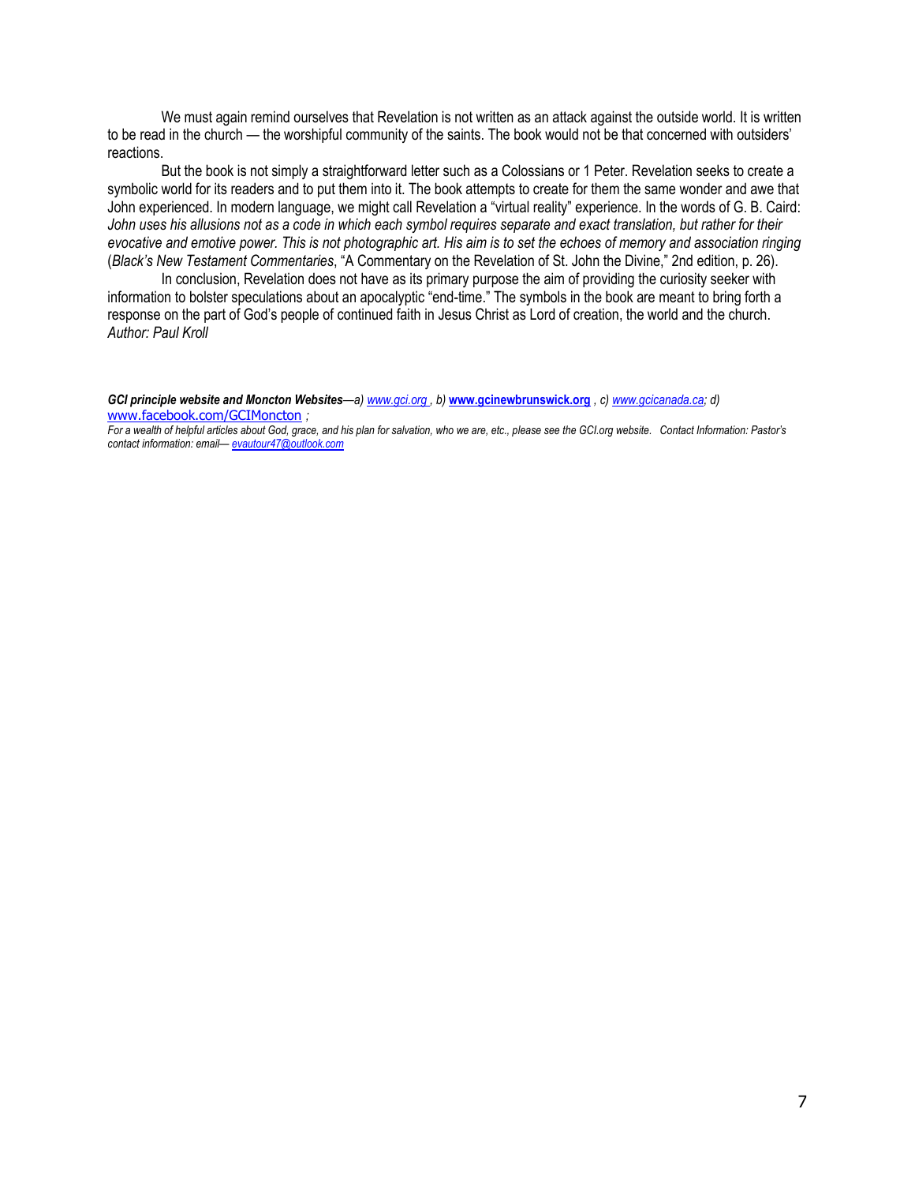We must again remind ourselves that Revelation is not written as an attack against the outside world. It is written to be read in the church — the worshipful community of the saints. The book would not be that concerned with outsiders' reactions.

But the book is not simply a straightforward letter such as a Colossians or 1 Peter. Revelation seeks to create a symbolic world for its readers and to put them into it. The book attempts to create for them the same wonder and awe that John experienced. In modern language, we might call Revelation a "virtual reality" experience. In the words of G. B. Caird: *John uses his allusions not as a code in which each symbol requires separate and exact translation, but rather for their evocative and emotive power. This is not photographic art. His aim is to set the echoes of memory and association ringing* (*Black's New Testament Commentaries*, "A Commentary on the Revelation of St. John the Divine," 2nd edition, p. 26).

In conclusion, Revelation does not have as its primary purpose the aim of providing the curiosity seeker with information to bolster speculations about an apocalyptic "end-time." The symbols in the book are meant to bring forth a response on the part of God's people of continued faith in Jesus Christ as Lord of creation, the world and the church.
*Author: Paul Kroll*

***GCI principle website and Moncton Websites****—a) www.gci.org , b)* **www.gcinewbrunswick.org** *, c) www.gcicanada.ca; d)* www.facebook.com/GCIMoncton *;*
*For a wealth of helpful articles about God, grace, and his plan for salvation, who we are, etc., please see the GCI.org website. Contact Information: Pastor's contact information: email— evautour47@outlook.com*